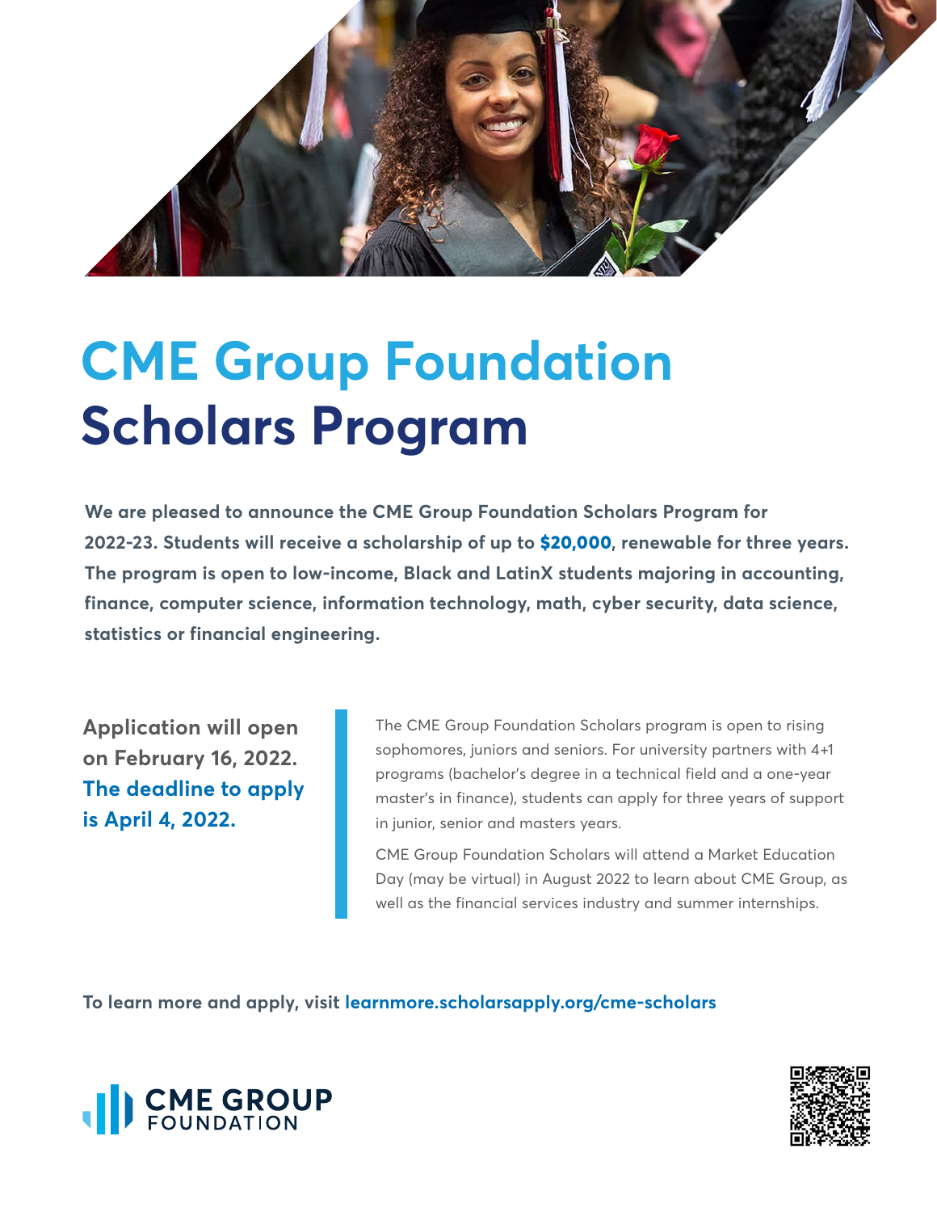# CME Group Foundation Scholars Program

**We are pleased to announce the CME Group Foundation Scholars Program for 2022-23. Students will receive a scholarship of up to $20,000, renewable for three years. The program is open to low-income, Black and LatinX students majoring in accounting, finance, computer science, information technology, math, cyber security, data science, statistics or financial engineering.**

**Application will open on February 16, 2022. The deadline to apply is April 4, 2022.**

The CME Group Foundation Scholars program is open to rising sophomores, juniors and seniors. For university partners with 4+1 programs (bachelor's degree in a technical field and a one-year master's in finance), students can apply for three years of support in junior, senior and masters years.

CME Group Foundation Scholars will attend a Market Education Day (may be virtual) in August 2022 to learn about CME Group, as well as the financial services industry and summer internships.

**To learn more and apply, visit learnmore.scholarsapply.org/cme-scholars**

CME GROUP FOUNDATION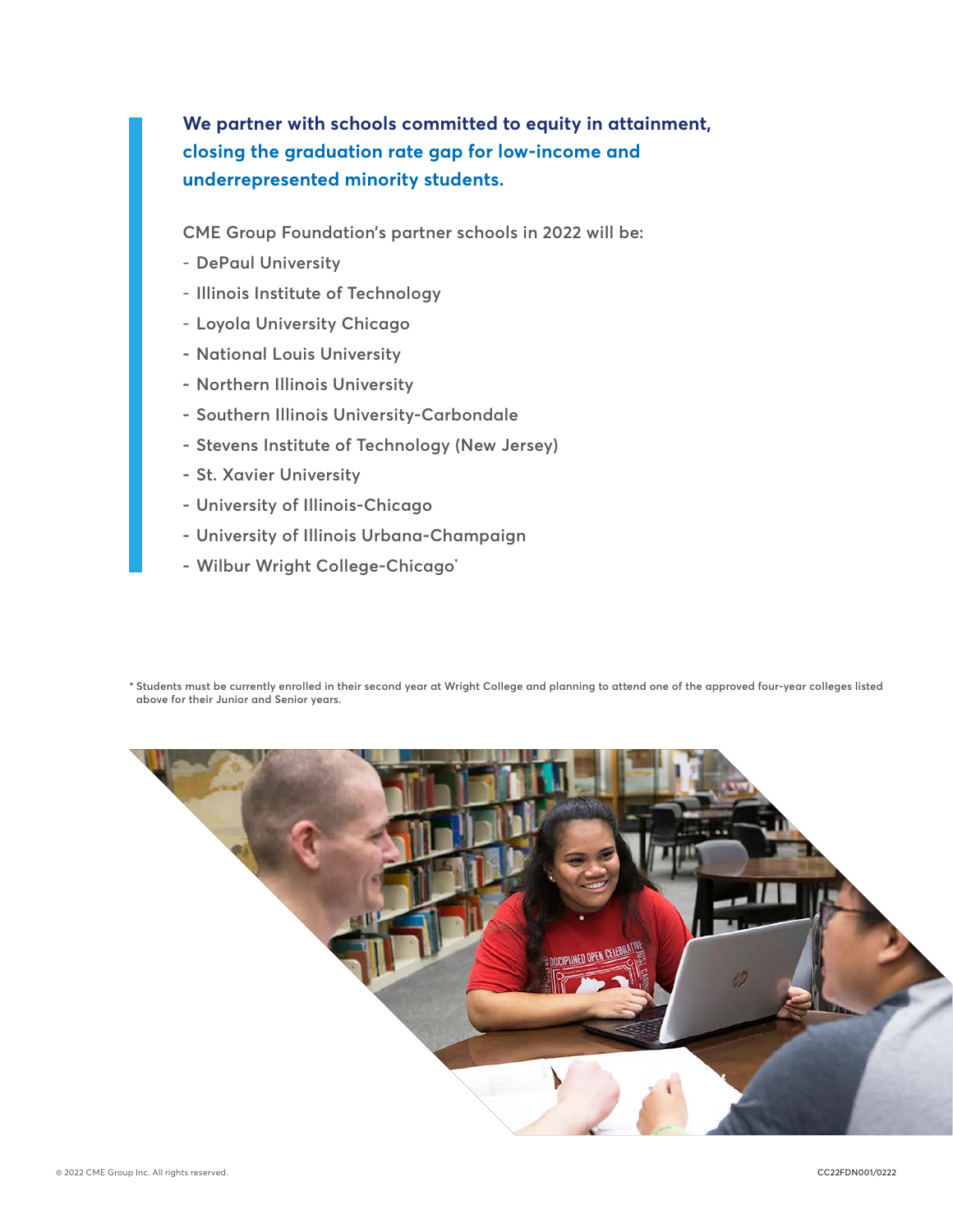**We partner with schools committed to equity in attainment, closing the graduation rate gap for low-income and underrepresented minority students.**

CME Group Foundation's partner schools in 2022 will be:

- DePaul University
- Illinois Institute of Technology
- Loyola University Chicago
- National Louis University
- Northern Illinois University
- Southern Illinois University-Carbondale
- Stevens Institute of Technology (New Jersey)
- St. Xavier University
- University of Illinois-Chicago
- University of Illinois Urbana-Champaign
- Wilbur Wright College-Chicago*

* Students must be currently enrolled in their second year at Wright College and planning to attend one of the approved four-year colleges listed above for their Junior and Senior years.

© 2022 CME Group Inc. All rights reserved.

CC22FDN001/0222